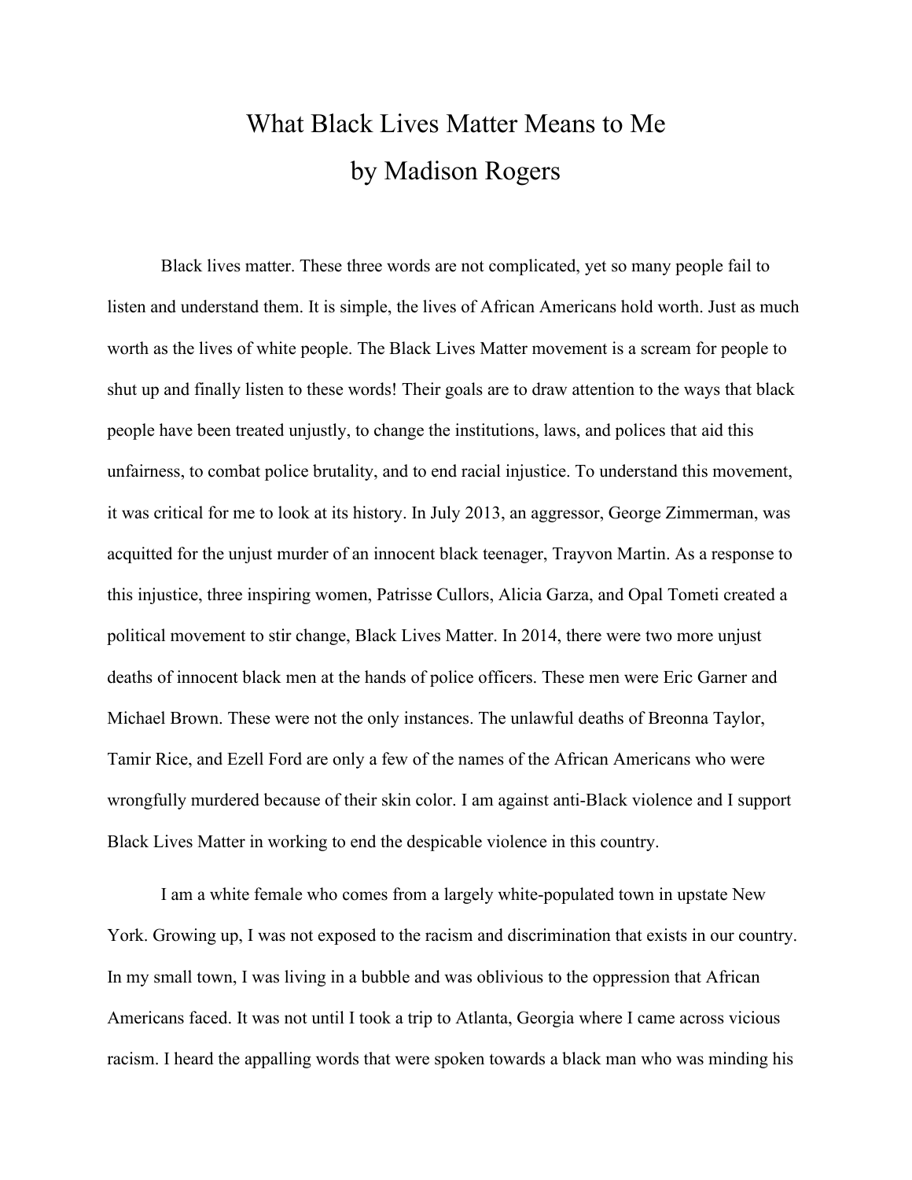# What Black Lives Matter Means to Me

## by Madison Rogers

Black lives matter. These three words are not complicated, yet so many people fail to listen and understand them. It is simple, the lives of African Americans hold worth. Just as much worth as the lives of white people. The Black Lives Matter movement is a scream for people to shut up and finally listen to these words! Their goals are to draw attention to the ways that black people have been treated unjustly, to change the institutions, laws, and polices that aid this unfairness, to combat police brutality, and to end racial injustice. To understand this movement, it was critical for me to look at its history. In July 2013, an aggressor, George Zimmerman, was acquitted for the unjust murder of an innocent black teenager, Trayvon Martin. As a response to this injustice, three inspiring women, Patrisse Cullors, Alicia Garza, and Opal Tometi created a political movement to stir change, Black Lives Matter. In 2014, there were two more unjust deaths of innocent black men at the hands of police officers. These men were Eric Garner and Michael Brown. These were not the only instances. The unlawful deaths of Breonna Taylor, Tamir Rice, and Ezell Ford are only a few of the names of the African Americans who were wrongfully murdered because of their skin color. I am against anti-Black violence and I support Black Lives Matter in working to end the despicable violence in this country.

I am a white female who comes from a largely white-populated town in upstate New York. Growing up, I was not exposed to the racism and discrimination that exists in our country. In my small town, I was living in a bubble and was oblivious to the oppression that African Americans faced. It was not until I took a trip to Atlanta, Georgia where I came across vicious racism. I heard the appalling words that were spoken towards a black man who was minding his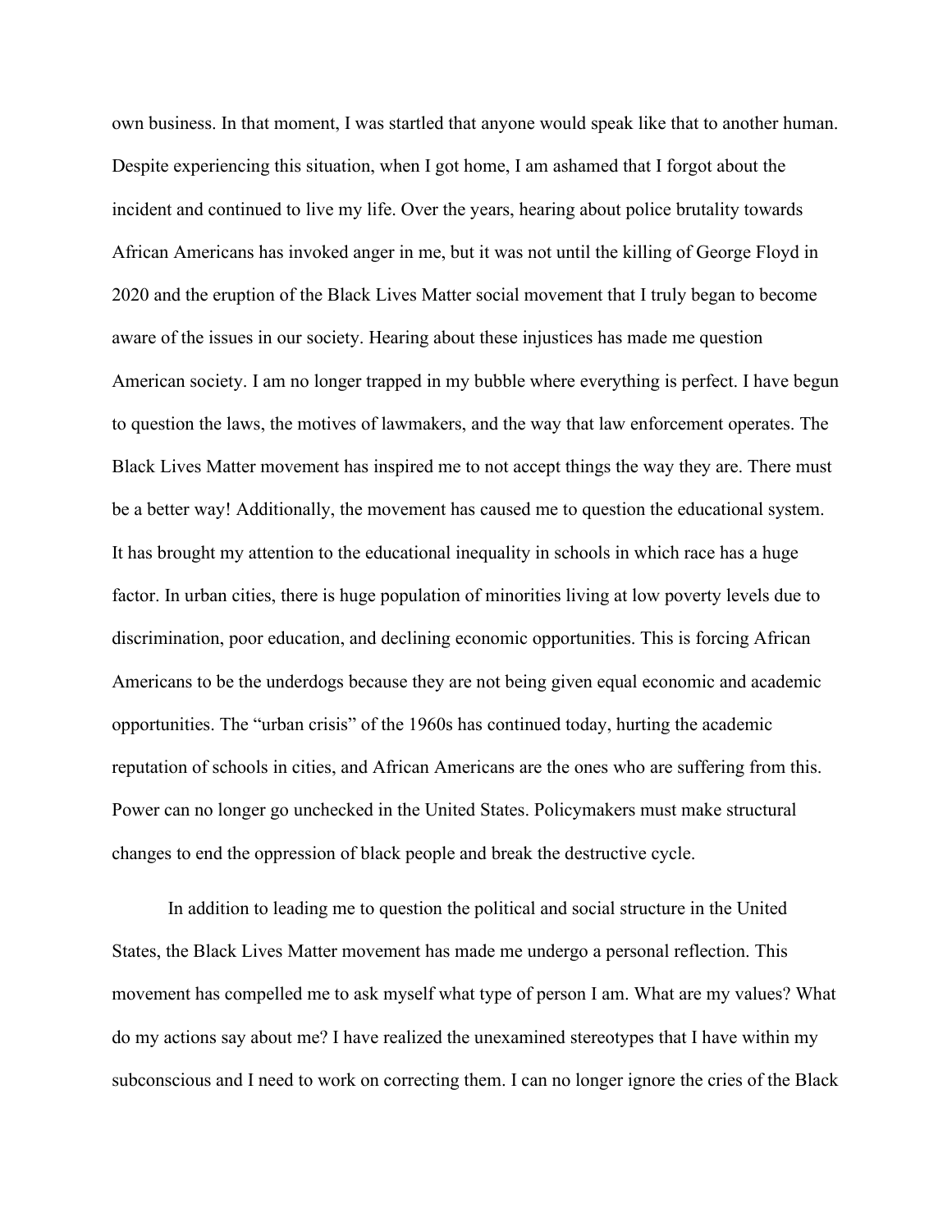own business. In that moment, I was startled that anyone would speak like that to another human. Despite experiencing this situation, when I got home, I am ashamed that I forgot about the incident and continued to live my life. Over the years, hearing about police brutality towards African Americans has invoked anger in me, but it was not until the killing of George Floyd in 2020 and the eruption of the Black Lives Matter social movement that I truly began to become aware of the issues in our society. Hearing about these injustices has made me question American society. I am no longer trapped in my bubble where everything is perfect. I have begun to question the laws, the motives of lawmakers, and the way that law enforcement operates. The Black Lives Matter movement has inspired me to not accept things the way they are. There must be a better way! Additionally, the movement has caused me to question the educational system. It has brought my attention to the educational inequality in schools in which race has a huge factor. In urban cities, there is huge population of minorities living at low poverty levels due to discrimination, poor education, and declining economic opportunities. This is forcing African Americans to be the underdogs because they are not being given equal economic and academic opportunities. The "urban crisis" of the 1960s has continued today, hurting the academic reputation of schools in cities, and African Americans are the ones who are suffering from this. Power can no longer go unchecked in the United States. Policymakers must make structural changes to end the oppression of black people and break the destructive cycle.

In addition to leading me to question the political and social structure in the United States, the Black Lives Matter movement has made me undergo a personal reflection. This movement has compelled me to ask myself what type of person I am. What are my values? What do my actions say about me? I have realized the unexamined stereotypes that I have within my subconscious and I need to work on correcting them. I can no longer ignore the cries of the Black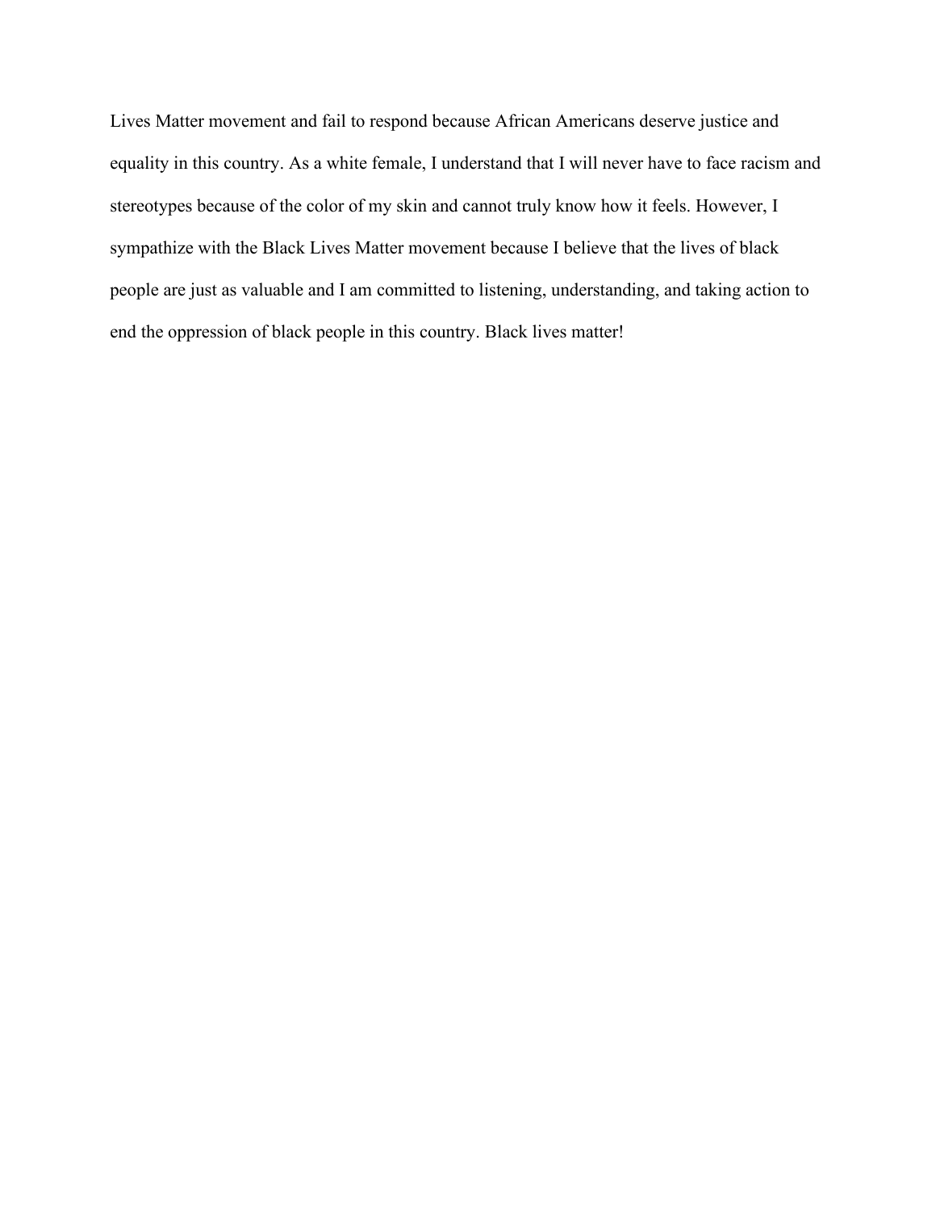Lives Matter movement and fail to respond because African Americans deserve justice and equality in this country. As a white female, I understand that I will never have to face racism and stereotypes because of the color of my skin and cannot truly know how it feels. However, I sympathize with the Black Lives Matter movement because I believe that the lives of black people are just as valuable and I am committed to listening, understanding, and taking action to end the oppression of black people in this country. Black lives matter!